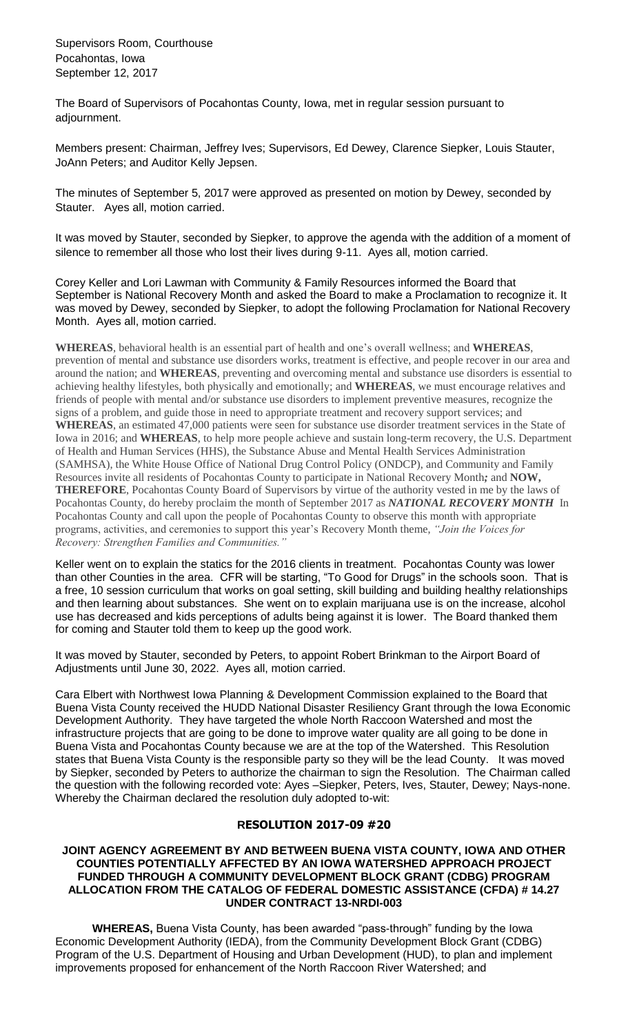Supervisors Room, Courthouse
Pocahontas, Iowa
September 12, 2017

The Board of Supervisors of Pocahontas County, Iowa, met in regular session pursuant to adjournment.

Members present: Chairman, Jeffrey Ives; Supervisors, Ed Dewey, Clarence Siepker, Louis Stauter, JoAnn Peters; and Auditor Kelly Jepsen.

The minutes of September 5, 2017 were approved as presented on motion by Dewey, seconded by Stauter. Ayes all, motion carried.

It was moved by Stauter, seconded by Siepker, to approve the agenda with the addition of a moment of silence to remember all those who lost their lives during 9-11. Ayes all, motion carried.

Corey Keller and Lori Lawman with Community & Family Resources informed the Board that September is National Recovery Month and asked the Board to make a Proclamation to recognize it. It was moved by Dewey, seconded by Siepker, to adopt the following Proclamation for National Recovery Month. Ayes all, motion carried.

**WHEREAS**, behavioral health is an essential part of health and one's overall wellness; and **WHEREAS**, prevention of mental and substance use disorders works, treatment is effective, and people recover in our area and around the nation; and **WHEREAS**, preventing and overcoming mental and substance use disorders is essential to achieving healthy lifestyles, both physically and emotionally; and **WHEREAS**, we must encourage relatives and friends of people with mental and/or substance use disorders to implement preventive measures, recognize the signs of a problem, and guide those in need to appropriate treatment and recovery support services; and **WHEREAS**, an estimated 47,000 patients were seen for substance use disorder treatment services in the State of Iowa in 2016; and **WHEREAS**, to help more people achieve and sustain long-term recovery, the U.S. Department of Health and Human Services (HHS), the Substance Abuse and Mental Health Services Administration (SAMHSA), the White House Office of National Drug Control Policy (ONDCP), and Community and Family Resources invite all residents of Pocahontas County to participate in National Recovery Month***;*** and **NOW, THEREFORE**, Pocahontas County Board of Supervisors by virtue of the authority vested in me by the laws of Pocahontas County, do hereby proclaim the month of September 2017 as ***NATIONAL RECOVERY MONTH*** In Pocahontas County and call upon the people of Pocahontas County to observe this month with appropriate programs, activities, and ceremonies to support this year's Recovery Month theme, *"Join the Voices for Recovery: Strengthen Families and Communities."*

Keller went on to explain the statics for the 2016 clients in treatment. Pocahontas County was lower than other Counties in the area. CFR will be starting, "To Good for Drugs" in the schools soon. That is a free, 10 session curriculum that works on goal setting, skill building and building healthy relationships and then learning about substances. She went on to explain marijuana use is on the increase, alcohol use has decreased and kids perceptions of adults being against it is lower. The Board thanked them for coming and Stauter told them to keep up the good work.

It was moved by Stauter, seconded by Peters, to appoint Robert Brinkman to the Airport Board of Adjustments until June 30, 2022. Ayes all, motion carried.

Cara Elbert with Northwest Iowa Planning & Development Commission explained to the Board that Buena Vista County received the HUDD National Disaster Resiliency Grant through the Iowa Economic Development Authority. They have targeted the whole North Raccoon Watershed and most the infrastructure projects that are going to be done to improve water quality are all going to be done in Buena Vista and Pocahontas County because we are at the top of the Watershed. This Resolution states that Buena Vista County is the responsible party so they will be the lead County. It was moved by Siepker, seconded by Peters to authorize the chairman to sign the Resolution. The Chairman called the question with the following recorded vote: Ayes –Siepker, Peters, Ives, Stauter, Dewey; Nays-none. Whereby the Chairman declared the resolution duly adopted to-wit:

## RESOLUTION 2017-09 #20

**JOINT AGENCY AGREEMENT BY AND BETWEEN BUENA VISTA COUNTY, IOWA AND OTHER COUNTIES POTENTIALLY AFFECTED BY AN IOWA WATERSHED APPROACH PROJECT FUNDED THROUGH A COMMUNITY DEVELOPMENT BLOCK GRANT (CDBG) PROGRAM ALLOCATION FROM THE CATALOG OF FEDERAL DOMESTIC ASSISTANCE (CFDA) # 14.27 UNDER CONTRACT 13-NRDI-003**

**WHEREAS,** Buena Vista County, has been awarded "pass-through" funding by the Iowa Economic Development Authority (IEDA), from the Community Development Block Grant (CDBG) Program of the U.S. Department of Housing and Urban Development (HUD), to plan and implement improvements proposed for enhancement of the North Raccoon River Watershed; and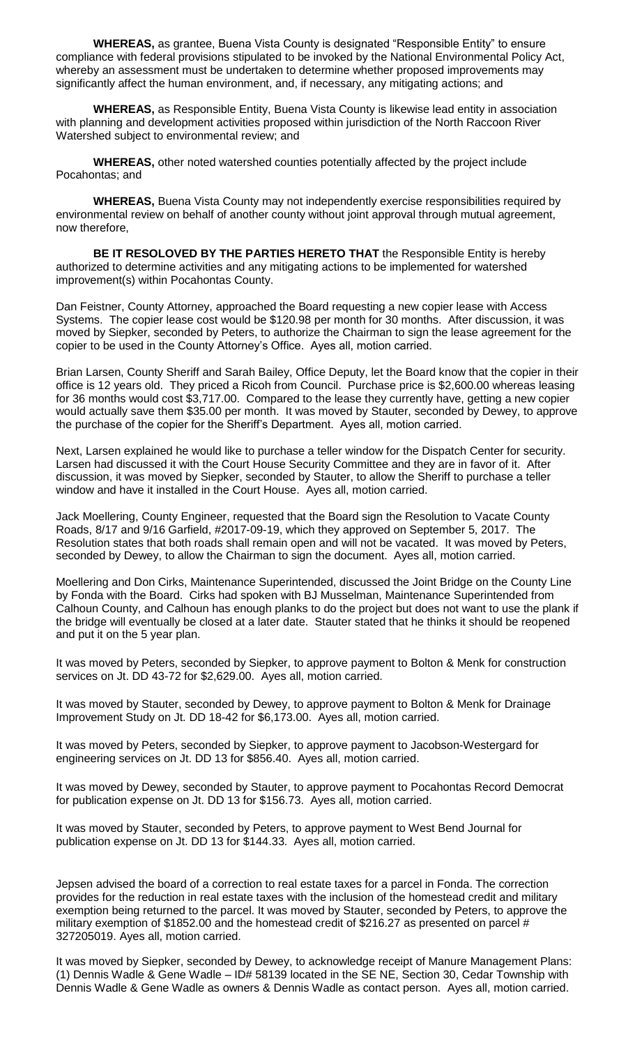**WHEREAS,** as grantee, Buena Vista County is designated "Responsible Entity" to ensure compliance with federal provisions stipulated to be invoked by the National Environmental Policy Act, whereby an assessment must be undertaken to determine whether proposed improvements may significantly affect the human environment, and, if necessary, any mitigating actions; and

**WHEREAS,** as Responsible Entity, Buena Vista County is likewise lead entity in association with planning and development activities proposed within jurisdiction of the North Raccoon River Watershed subject to environmental review; and

**WHEREAS,** other noted watershed counties potentially affected by the project include Pocahontas; and

**WHEREAS,** Buena Vista County may not independently exercise responsibilities required by environmental review on behalf of another county without joint approval through mutual agreement, now therefore,

**BE IT RESOLOVED BY THE PARTIES HERETO THAT** the Responsible Entity is hereby authorized to determine activities and any mitigating actions to be implemented for watershed improvement(s) within Pocahontas County.

Dan Feistner, County Attorney, approached the Board requesting a new copier lease with Access Systems. The copier lease cost would be $120.98 per month for 30 months. After discussion, it was moved by Siepker, seconded by Peters, to authorize the Chairman to sign the lease agreement for the copier to be used in the County Attorney's Office. Ayes all, motion carried.

Brian Larsen, County Sheriff and Sarah Bailey, Office Deputy, let the Board know that the copier in their office is 12 years old. They priced a Ricoh from Council. Purchase price is $2,600.00 whereas leasing for 36 months would cost $3,717.00. Compared to the lease they currently have, getting a new copier would actually save them $35.00 per month. It was moved by Stauter, seconded by Dewey, to approve the purchase of the copier for the Sheriff's Department. Ayes all, motion carried.

Next, Larsen explained he would like to purchase a teller window for the Dispatch Center for security. Larsen had discussed it with the Court House Security Committee and they are in favor of it. After discussion, it was moved by Siepker, seconded by Stauter, to allow the Sheriff to purchase a teller window and have it installed in the Court House. Ayes all, motion carried.

Jack Moellering, County Engineer, requested that the Board sign the Resolution to Vacate County Roads, 8/17 and 9/16 Garfield, #2017-09-19, which they approved on September 5, 2017. The Resolution states that both roads shall remain open and will not be vacated. It was moved by Peters, seconded by Dewey, to allow the Chairman to sign the document. Ayes all, motion carried.

Moellering and Don Cirks, Maintenance Superintended, discussed the Joint Bridge on the County Line by Fonda with the Board. Cirks had spoken with BJ Musselman, Maintenance Superintended from Calhoun County, and Calhoun has enough planks to do the project but does not want to use the plank if the bridge will eventually be closed at a later date. Stauter stated that he thinks it should be reopened and put it on the 5 year plan.

It was moved by Peters, seconded by Siepker, to approve payment to Bolton & Menk for construction services on Jt. DD 43-72 for $2,629.00. Ayes all, motion carried.

It was moved by Stauter, seconded by Dewey, to approve payment to Bolton & Menk for Drainage Improvement Study on Jt. DD 18-42 for $6,173.00. Ayes all, motion carried.

It was moved by Peters, seconded by Siepker, to approve payment to Jacobson-Westergard for engineering services on Jt. DD 13 for $856.40. Ayes all, motion carried.

It was moved by Dewey, seconded by Stauter, to approve payment to Pocahontas Record Democrat for publication expense on Jt. DD 13 for $156.73. Ayes all, motion carried.

It was moved by Stauter, seconded by Peters, to approve payment to West Bend Journal for publication expense on Jt. DD 13 for $144.33. Ayes all, motion carried.

Jepsen advised the board of a correction to real estate taxes for a parcel in Fonda. The correction provides for the reduction in real estate taxes with the inclusion of the homestead credit and military exemption being returned to the parcel. It was moved by Stauter, seconded by Peters, to approve the military exemption of $1852.00 and the homestead credit of $216.27 as presented on parcel # 327205019. Ayes all, motion carried.

It was moved by Siepker, seconded by Dewey, to acknowledge receipt of Manure Management Plans: (1) Dennis Wadle & Gene Wadle – ID# 58139 located in the SE NE, Section 30, Cedar Township with Dennis Wadle & Gene Wadle as owners & Dennis Wadle as contact person. Ayes all, motion carried.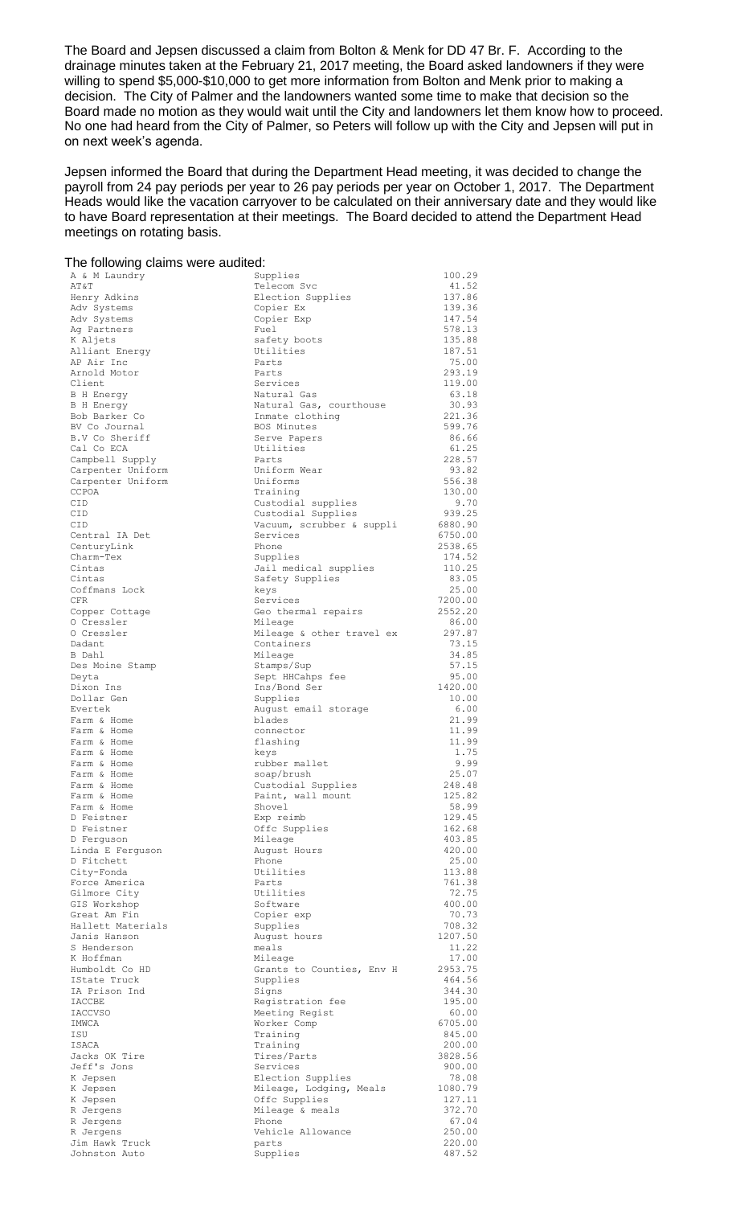The Board and Jepsen discussed a claim from Bolton & Menk for DD 47 Br. F. According to the drainage minutes taken at the February 21, 2017 meeting, the Board asked landowners if they were willing to spend $5,000-$10,000 to get more information from Bolton and Menk prior to making a decision. The City of Palmer and the landowners wanted some time to make that decision so the Board made no motion as they would wait until the City and landowners let them know how to proceed. No one had heard from the City of Palmer, so Peters will follow up with the City and Jepsen will put in on next week's agenda.

Jepsen informed the Board that during the Department Head meeting, it was decided to change the payroll from 24 pay periods per year to 26 pay periods per year on October 1, 2017. The Department Heads would like the vacation carryover to be calculated on their anniversary date and they would like to have Board representation at their meetings. The Board decided to attend the Department Head meetings on rotating basis.

The following claims were audited:

| | | |
|---|---|---|
| A & M Laundry | Supplies | 100.29 |
| AT&T | Telecom Svc | 41.52 |
| Henry Adkins | Election Supplies | 137.86 |
| Adv Systems | Copier Ex | 139.36 |
| Adv Systems | Copier Exp | 147.54 |
| Ag Partners | Fuel | 578.13 |
| K Aljets | safety boots | 135.88 |
| Alliant Energy | Utilities | 187.51 |
| AP Air Inc | Parts | 75.00 |
| Arnold Motor | Parts | 293.19 |
| Client | Services | 119.00 |
| B H Energy | Natural Gas | 63.18 |
| B H Energy | Natural Gas, courthouse | 30.93 |
| Bob Barker Co | Inmate clothing | 221.36 |
| BV Co Journal | BOS Minutes | 599.76 |
| B.V Co Sheriff | Serve Papers | 86.66 |
| Cal Co ECA | Utilities | 61.25 |
| Campbell Supply | Parts | 228.57 |
| Carpenter Uniform | Uniform Wear | 93.82 |
| Carpenter Uniform | Uniforms | 556.38 |
| CCPOA | Training | 130.00 |
| CID | Custodial supplies | 9.70 |
| CID | Custodial Supplies | 939.25 |
| CID | Vacuum, scrubber & suppli | 6880.90 |
| Central IA Det | Services | 6750.00 |
| CenturyLink | Phone | 2538.65 |
| Charm-Tex | Supplies | 174.52 |
| Cintas | Jail medical supplies | 110.25 |
| Cintas | Safety Supplies | 83.05 |
| Coffmans Lock | keys | 25.00 |
| CFR | Services | 7200.00 |
| Copper Cottage | Geo thermal repairs | 2552.20 |
| O Cressler | Mileage | 86.00 |
| O Cressler | Mileage & other travel ex | 297.87 |
| Dadant | Containers | 73.15 |
| B Dahl | Mileage | 34.85 |
| Des Moine Stamp | Stamps/Sup | 57.15 |
| Deyta | Sept HHCahps fee | 95.00 |
| Dixon Ins | Ins/Bond Ser | 1420.00 |
| Dollar Gen | Supplies | 10.00 |
| Evertek | August email storage | 6.00 |
| Farm & Home | blades | 21.99 |
| Farm & Home | connector | 11.99 |
| Farm & Home | flashing | 11.99 |
| Farm & Home | keys | 1.75 |
| Farm & Home | rubber mallet | 9.99 |
| Farm & Home | soap/brush | 25.07 |
| Farm & Home | Custodial Supplies | 248.48 |
| Farm & Home | Paint, wall mount | 125.82 |
| Farm & Home | Shovel | 58.99 |
| D Feistner | Exp reimb | 129.45 |
| D Feistner | Offc Supplies | 162.68 |
| D Ferguson | Mileage | 403.85 |
| Linda E Ferguson | August Hours | 420.00 |
| D Fitchett | Phone | 25.00 |
| City-Fonda | Utilities | 113.88 |
| Force America | Parts | 761.38 |
| Gilmore City | Utilities | 72.75 |
| GIS Workshop | Software | 400.00 |
| Great Am Fin | Copier exp | 70.73 |
| Hallett Materials | Supplies | 708.32 |
| Janis Hanson | August hours | 1207.50 |
| S Henderson | meals | 11.22 |
| K Hoffman | Mileage | 17.00 |
| Humboldt Co HD | Grants to Counties, Env H | 2953.75 |
| IState Truck | Supplies | 464.56 |
| IA Prison Ind | Signs | 344.30 |
| IACCBE | Registration fee | 195.00 |
| IACCVSO | Meeting Regist | 60.00 |
| IMWCA | Worker Comp | 6705.00 |
| ISU | Training | 845.00 |
| ISACA | Training | 200.00 |
| Jacks OK Tire | Tires/Parts | 3828.56 |
| Jeff's Jons | Services | 900.00 |
| K Jepsen | Election Supplies | 78.08 |
| K Jepsen | Mileage, Lodging, Meals | 1080.79 |
| K Jepsen | Offc Supplies | 127.11 |
| R Jergens | Mileage & meals | 372.70 |
| R Jergens | Phone | 67.04 |
| R Jergens | Vehicle Allowance | 250.00 |
| Jim Hawk Truck | parts | 220.00 |
| Johnston Auto | Supplies | 487.52 |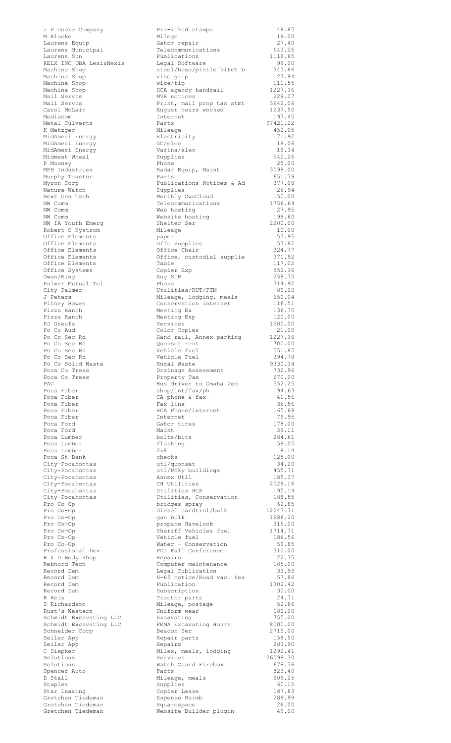| | | |
|---|---|---|
| J P Cooke Company | Pre-inked stamps | 49.85 |
| M Klocke | Milege | 19.00 |
| Laurens Equip | Gator repair | 27.40 |
| Laurens Municipal | Telecommunications | 643.26 |
| Laurens Sun | Publications | 1118.65 |
| RELX INC DBA LexisNexis | Legal Software | 99.00 |
| Machine Shop | steel/hose/pintle hitch b | 343.86 |
| Machine Shop | vise grip | 27.94 |
| Machine Shop | wire/tip | 111.55 |
| Machine Shop | HCA agency handrail | 1227.36 |
| Mail Servcs | MVR notices | 229.07 |
| Mail Servcs | Print, mail prop tax stmt | 3642.06 |
| Carol McLain | August hours worked | 1237.50 |
| Mediacom | Internet | 197.45 |
| Metal Culverts | Parts | 97421.22 |
| K Metzger | Mileage | 452.05 |
| MidAmeri Energy | Electricity | 171.92 |
| MidAmeri Energy | GC/elec | 18.06 |
| MidAmeri Energy | Varina/elec | 15.34 |
| Midwest Wheel | Supplies | 542.26 |
| P Mooney | Phone | 25.00 |
| MPH Industries | Radar Equip, Maint | 3098.00 |
| Murphy Tractor | Parts | 651.79 |
| Myron Corp | Publications Notices & Ad | 377.08 |
| Nature-Watch | Supplies | 26.94 |
| Next Gen Tech | Monthly OwnCloud | 150.00 |
| NW Comm | Telecommunications | 1756.64 |
| NW Comm | Web hosting | 27.95 |
| NW Comm | Website hosting | 199.60 |
| NW IA Youth Emerg | Shelter Ser | 2200.00 |
| Robert O Nystrom | Mileage | 10.00 |
| Office Elements | paper | 53.95 |
| Office Elements | Offc Supplies | 57.82 |
| Office Elements | Office Chair | 324.77 |
| Office Elements | Office, custodial supplie | 371.92 |
| Office Elements | Table | 117.02 |
| Office Systems | Copier Exp | 552.36 |
| Owen/King | Aug SIR | 258.75 |
| Palmer Mutual Tel | Phone | 314.92 |
| City-Palmer | Utilities/RUT/FTM | 89.00 |
| J Peters | Mileage, lodging, meals | 650.04 |
| Pitney Bowes | Conservation internet | 116.51 |
| Pizza Ranch | Meeting Ex | 136.75 |
| Pizza Ranch | Meeting Exp | 120.00 |
| PJ Greufe | Services | 1500.00 |
| Po Co Aud | Color Copies | 21.00 |
| Po Co Sec Rd | Hand rail, Annex parking | 1227.36 |
| Po Co Sec Rd | Quonset rent | 700.00 |
| Po Co Sec Rd | Vehicle fuel | 551.85 |
| Po Co Sec Rd | Vehicle Fuel | 394.78 |
| Po Co Solid Waste | Rural Waste | 9330.34 |
| Poca Co Treas | Drainage Assessment | 732.96 |
| Poca Co Treas | Property Tax | 670.00 |
| PAC | Bus driver to Omaha Zoo | 552.25 |
| Poca Fiber | shop/int/fax/ph | 194.63 |
| Poca Fiber | CA phone & fax | 41.56 |
| Poca Fiber | Fax line | 36.56 |
| Poca Fiber | HCA Phone/internet | 165.69 |
| Poca Fiber | Internet | 79.95 |
| Poca Ford | Gator tires | 178.00 |
| Poca Ford | Maint | 39.11 |
| Poca Lumber | bolts/bits | 284.61 |
| Poca Lumber | flashing | 58.05 |
| Poca Lumber | 2x8 | 9.14 |
| Poca St Bank | checks | 125.00 |
| City-Pocahontas | utl/quonset | 34.20 |
| City-Pocahontas | utl/Poky buildings | 455.71 |
| City-Pocahontas | Annex Util | 185.37 |
| City-Pocahontas | CH Utilities | 2529.16 |
| City-Pocahontas | Utilities HCA | 195.14 |
| City-Pocahontas | Utilities, Conservation | 188.55 |
| Pro Co-Op | bridges-spray | 62.85 |
| Pro Co-Op | diesel cardtrol/bulk | 12247.71 |
| Pro Co-Op | gas bulk | 1986.20 |
| Pro Co-Op | propane Havelock | 315.00 |
| Pro Co-Op | Sheriff Vehicles fuel | 1714.71 |
| Pro Co-Op | Vehicle fuel | 186.56 |
| Pro Co-Op | Water - Conservation | 59.85 |
| Professional Dev | PDI Fall Conference | 310.00 |
| R & D Body Shop | Repairs | 122.35 |
| Rebnord Tech | Computer maintenance | 185.00 |
| Record Dem | Legal Publication | 33.93 |
| Record Dem | N-65 notice/Road vac. hea | 57.86 |
| Record Dem | Publication | 1302.42 |
| Record Dem | Subscription | 30.00 |
| B Reis | Tractor parts | 24.71 |
| S Richardson | Mileage, postage | 52.86 |
| Rust's Western | Uniform wear | 180.00 |
| Schmidt Excavating LLC | Excavating | 755.00 |
| Schmidt Excavating LLC | FEMA Excavating Hours | 8000.00 |
| Schneider Corp | Beacon Ser | 2715.00 |
| Seiler App | Repair parts | 158.50 |
| Seiler App | Repairs | 283.90 |
| C Siepker | Miles, meals, lodging | 1292.41 |
| Solutions | Services | 26098.30 |
| Solutions | Watch Guard Firebox | 678.76 |
| Spencer Auto | Parts | 823.40 |
| D Stall | Mileage, meals | 509.25 |
| Staples | Supplies | 60.15 |
| Star Leasing | Copier Lease | 187.83 |
| Gretchen Tiedeman | Expense Reimb | 289.99 |
| Gretchen Tiedeman | Squarespace | 26.00 |
| Gretchen Tiedeman | Website Builder plugin | 49.00 |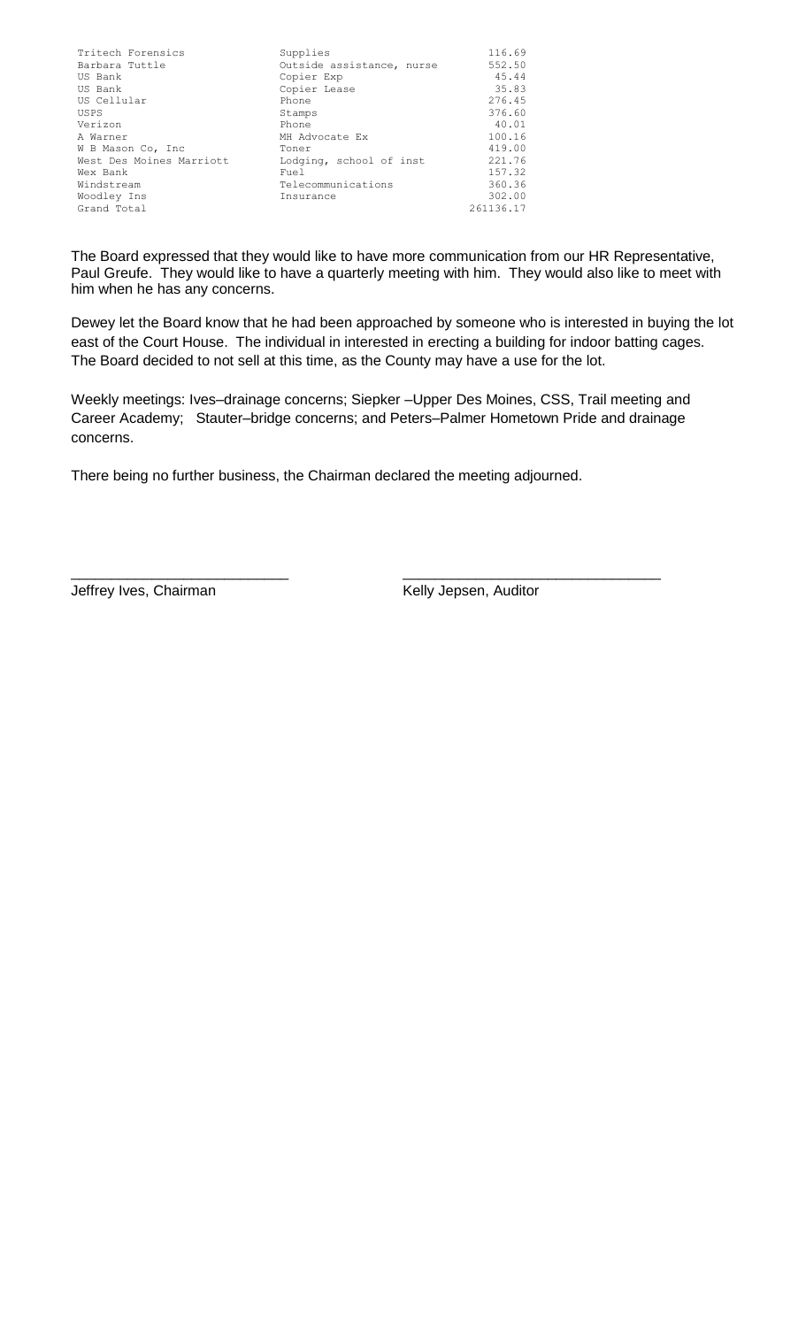| | | |
|---|---|---|
| Tritech Forensics | Supplies | 116.69 |
| Barbara Tuttle | Outside assistance, nurse | 552.50 |
| US Bank | Copier Exp | 45.44 |
| US Bank | Copier Lease | 35.83 |
| US Cellular | Phone | 276.45 |
| USPS | Stamps | 376.60 |
| Verizon | Phone | 40.01 |
| A Warner | MH Advocate Ex | 100.16 |
| W B Mason Co, Inc | Toner | 419.00 |
| West Des Moines Marriott | Lodging, school of inst | 221.76 |
| Wex Bank | Fuel | 157.32 |
| Windstream | Telecommunications | 360.36 |
| Woodley Ins | Insurance | 302.00 |
| Grand Total | | 261136.17 |

The Board expressed that they would like to have more communication from our HR Representative, Paul Greufe. They would like to have a quarterly meeting with him. They would also like to meet with him when he has any concerns.

Dewey let the Board know that he had been approached by someone who is interested in buying the lot east of the Court House. The individual in interested in erecting a building for indoor batting cages. The Board decided to not sell at this time, as the County may have a use for the lot.

Weekly meetings: Ives–drainage concerns; Siepker –Upper Des Moines, CSS, Trail meeting and Career Academy; Stauter–bridge concerns; and Peters–Palmer Hometown Pride and drainage concerns.

There being no further business, the Chairman declared the meeting adjourned.

\_\_\_\_\_\_\_\_\_\_\_\_\_\_\_\_\_\_\_\_\_\_\_\_\_\_\_\_ \_\_\_\_\_\_\_\_\_\_\_\_\_\_\_\_\_\_\_\_\_\_\_\_\_\_\_\_\_\_\_\_

Jeffrey Ives, Chairman Kelly Jepsen, Auditor